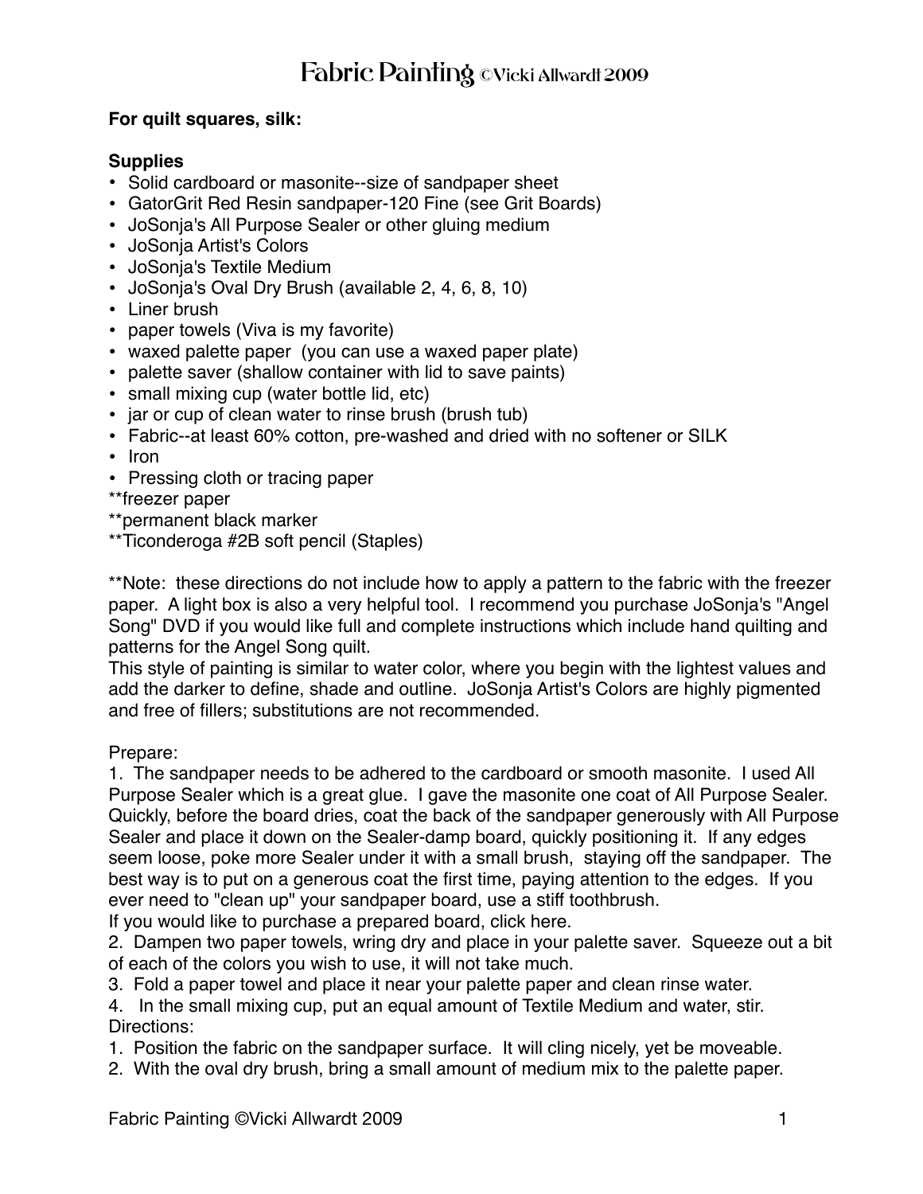# Fabric Painting ©Vicki Allwardt 2009

**For quilt squares, silk:**

**Supplies**

- Solid cardboard or masonite--size of sandpaper sheet
- GatorGrit Red Resin sandpaper-120 Fine (see Grit Boards)
- JoSonja's All Purpose Sealer or other gluing medium
- JoSonja Artist's Colors
- JoSonja's Textile Medium
- JoSonja's Oval Dry Brush (available 2, 4, 6, 8, 10)
- Liner brush
- paper towels (Viva is my favorite)
- waxed palette paper  (you can use a waxed paper plate)
- palette saver (shallow container with lid to save paints)
- small mixing cup (water bottle lid, etc)
- jar or cup of clean water to rinse brush (brush tub)
- Fabric--at least 60% cotton, pre-washed and dried with no softener or SILK
- Iron
- Pressing cloth or tracing paper

**freezer paper
**permanent black marker
**Ticonderoga #2B soft pencil (Staples)

**Note:  these directions do not include how to apply a pattern to the fabric with the freezer paper.  A light box is also a very helpful tool.  I recommend you purchase JoSonja's "Angel Song" DVD if you would like full and complete instructions which include hand quilting and patterns for the Angel Song quilt.
This style of painting is similar to water color, where you begin with the lightest values and add the darker to define, shade and outline.  JoSonja Artist's Colors are highly pigmented and free of fillers; substitutions are not recommended.

Prepare:

1. The sandpaper needs to be adhered to the cardboard or smooth masonite.  I used All Purpose Sealer which is a great glue.  I gave the masonite one coat of All Purpose Sealer. Quickly, before the board dries, coat the back of the sandpaper generously with All Purpose Sealer and place it down on the Sealer-damp board, quickly positioning it.  If any edges seem loose, poke more Sealer under it with a small brush,  staying off the sandpaper.  The best way is to put on a generous coat the first time, paying attention to the edges.  If you ever need to "clean up" your sandpaper board, use a stiff toothbrush.
If you would like to purchase a prepared board, click here.
2. Dampen two paper towels, wring dry and place in your palette saver.  Squeeze out a bit of each of the colors you wish to use, it will not take much.
3. Fold a paper towel and place it near your palette paper and clean rinse water.
4. In the small mixing cup, put an equal amount of Textile Medium and water, stir.

Directions:

1. Position the fabric on the sandpaper surface.  It will cling nicely, yet be moveable.
2. With the oval dry brush, bring a small amount of medium mix to the palette paper.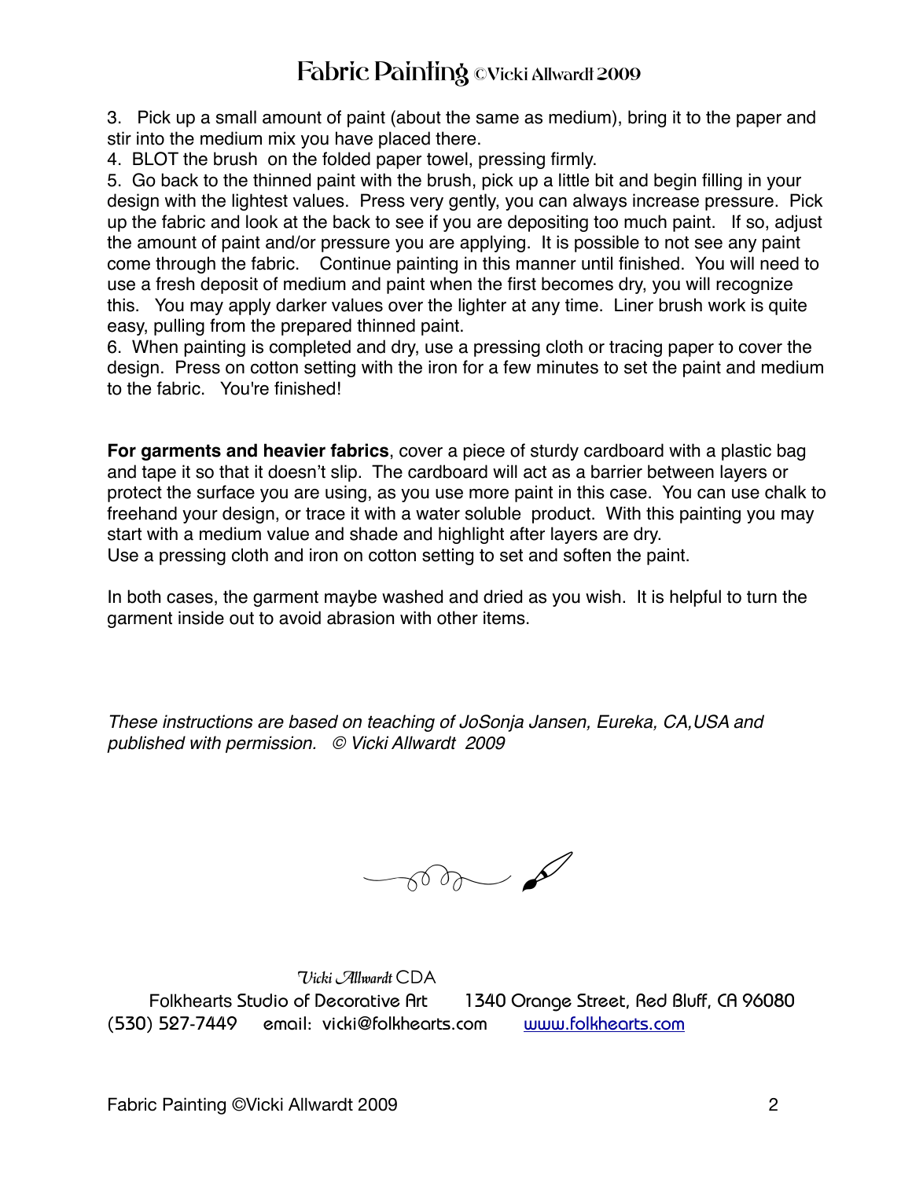3. Pick up a small amount of paint (about the same as medium), bring it to the paper and stir into the medium mix you have placed there.

4. BLOT the brush on the folded paper towel, pressing firmly.

5. Go back to the thinned paint with the brush, pick up a little bit and begin filling in your design with the lightest values. Press very gently, you can always increase pressure. Pick up the fabric and look at the back to see if you are depositing too much paint. If so, adjust the amount of paint and/or pressure you are applying. It is possible to not see any paint come through the fabric. Continue painting in this manner until finished. You will need to use a fresh deposit of medium and paint when the first becomes dry, you will recognize this. You may apply darker values over the lighter at any time. Liner brush work is quite easy, pulling from the prepared thinned paint.

6. When painting is completed and dry, use a pressing cloth or tracing paper to cover the design. Press on cotton setting with the iron for a few minutes to set the paint and medium to the fabric. You're finished!

**For garments and heavier fabrics**, cover a piece of sturdy cardboard with a plastic bag and tape it so that it doesn't slip. The cardboard will act as a barrier between layers or protect the surface you are using, as you use more paint in this case. You can use chalk to freehand your design, or trace it with a water soluble product. With this painting you may start with a medium value and shade and highlight after layers are dry.
Use a pressing cloth and iron on cotton setting to set and soften the paint.

In both cases, the garment maybe washed and dried as you wish. It is helpful to turn the garment inside out to avoid abrasion with other items.

*These instructions are based on teaching of JoSonja Jansen, Eureka, CA,USA and published with permission. © Vicki Allwardt 2009*

*Vicki Allwardt* CDA
Folkhearts Studio of Decorative Art 1340 Orange Street, Red Bluff, CA 96080
(530) 527-7449 email: vicki@folkhearts.com [www.folkhearts.com](http://www.folkhearts.com)